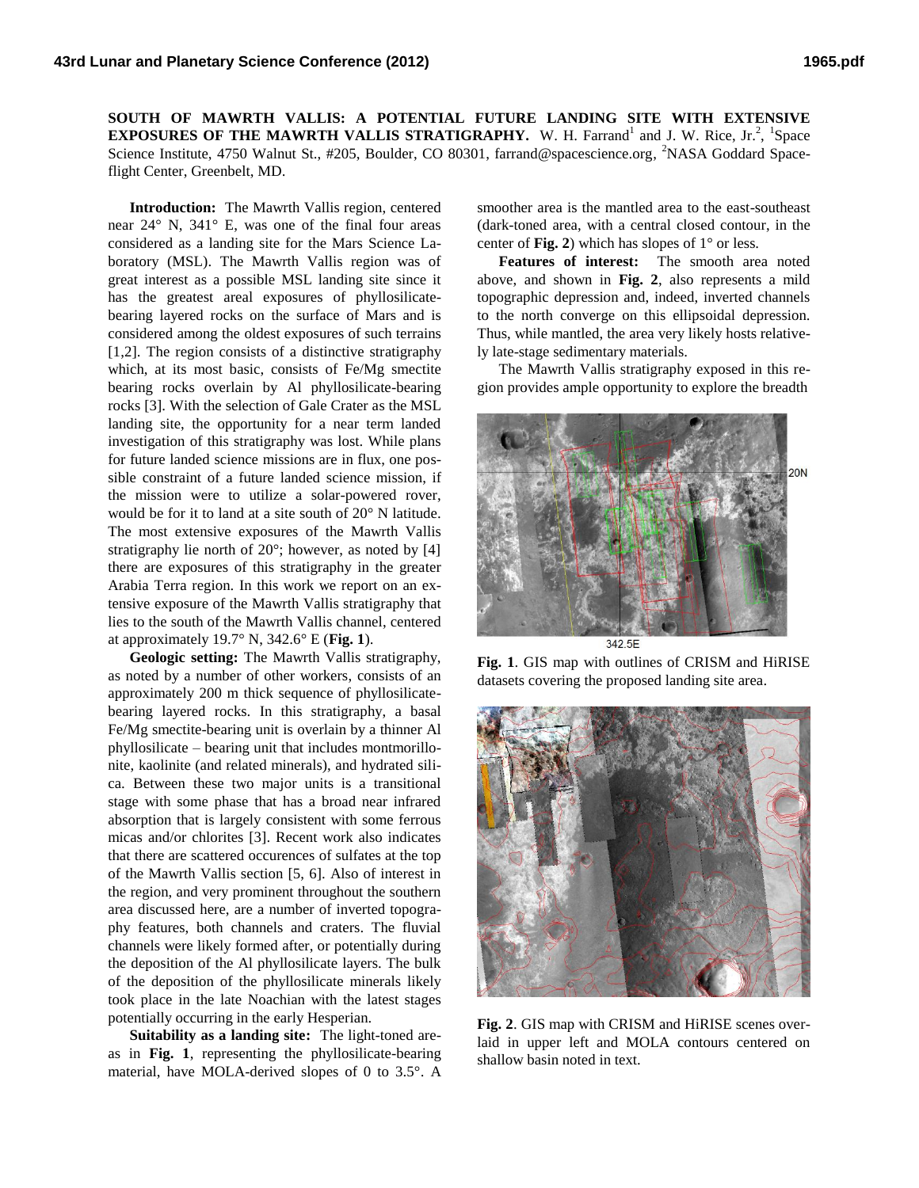**SOUTH OF MAWRTH VALLIS: A POTENTIAL FUTURE LANDING SITE WITH EXTENSIVE EXPOSURES OF THE MAWRTH VALLIS STRATIGRAPHY.** W. H. Farrand[1] and J. W. Rice, Jr.[2], [1]Space Science Institute, 4750 Walnut St., #205, Boulder, CO 80301, farrand@spacescience.org, [2]NASA Goddard Spaceflight Center, Greenbelt, MD.

**Introduction:** The Mawrth Vallis region, centered near 24° N, 341° E, was one of the final four areas considered as a landing site for the Mars Science Laboratory (MSL). The Mawrth Vallis region was of great interest as a possible MSL landing site since it has the greatest areal exposures of phyllosilicate-bearing layered rocks on the surface of Mars and is considered among the oldest exposures of such terrains [1,2]. The region consists of a distinctive stratigraphy which, at its most basic, consists of Fe/Mg smectite bearing rocks overlain by Al phyllosilicate-bearing rocks [3]. With the selection of Gale Crater as the MSL landing site, the opportunity for a near term landed investigation of this stratigraphy was lost. While plans for future landed science missions are in flux, one possible constraint of a future landed science mission, if the mission were to utilize a solar-powered rover, would be for it to land at a site south of 20° N latitude. The most extensive exposures of the Mawrth Vallis stratigraphy lie north of 20°; however, as noted by [4] there are exposures of this stratigraphy in the greater Arabia Terra region. In this work we report on an extensive exposure of the Mawrth Vallis stratigraphy that lies to the south of the Mawrth Vallis channel, centered at approximately 19.7° N, 342.6° E (**Fig. 1**).

**Geologic setting:** The Mawrth Vallis stratigraphy, as noted by a number of other workers, consists of an approximately 200 m thick sequence of phyllosilicate-bearing layered rocks. In this stratigraphy, a basal Fe/Mg smectite-bearing unit is overlain by a thinner Al phyllosilicate – bearing unit that includes montmorillonite, kaolinite (and related minerals), and hydrated silica. Between these two major units is a transitional stage with some phase that has a broad near infrared absorption that is largely consistent with some ferrous micas and/or chlorites [3]. Recent work also indicates that there are scattered occurences of sulfates at the top of the Mawrth Vallis section [5, 6]. Also of interest in the region, and very prominent throughout the southern area discussed here, are a number of inverted topography features, both channels and craters. The fluvial channels were likely formed after, or potentially during the deposition of the Al phyllosilicate layers. The bulk of the deposition of the phyllosilicate minerals likely took place in the late Noachian with the latest stages potentially occurring in the early Hesperian.

**Suitability as a landing site:** The light-toned areas in **Fig. 1**, representing the phyllosilicate-bearing material, have MOLA-derived slopes of 0 to 3.5°. A smoother area is the mantled area to the east-southeast (dark-toned area, with a central closed contour, in the center of **Fig. 2**) which has slopes of 1° or less.

**Features of interest:** The smooth area noted above, and shown in **Fig. 2**, also represents a mild topographic depression and, indeed, inverted channels to the north converge on this ellipsoidal depression. Thus, while mantled, the area very likely hosts relatively late-stage sedimentary materials.

The Mawrth Vallis stratigraphy exposed in this region provides ample opportunity to explore the breadth

**Fig. 1**. GIS map with outlines of CRISM and HiRISE datasets covering the proposed landing site area.

**Fig. 2**. GIS map with CRISM and HiRISE scenes overlaid in upper left and MOLA contours centered on shallow basin noted in text.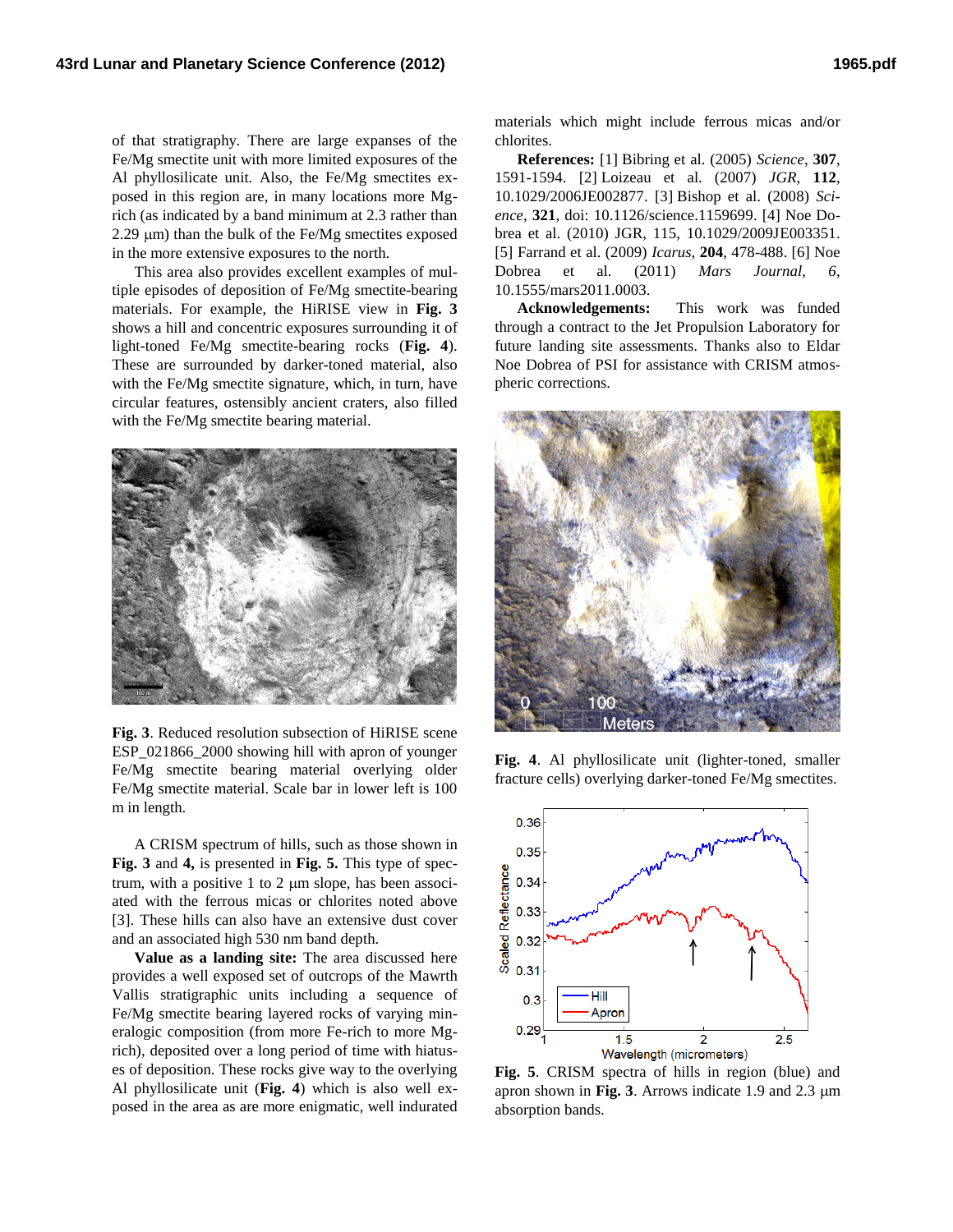of that stratigraphy. There are large expanses of the Fe/Mg smectite unit with more limited exposures of the Al phyllosilicate unit. Also, the Fe/Mg smectites exposed in this region are, in many locations more Mg-rich (as indicated by a band minimum at 2.3 rather than 2.29 μm) than the bulk of the Fe/Mg smectites exposed in the more extensive exposures to the north.

This area also provides excellent examples of multiple episodes of deposition of Fe/Mg smectite-bearing materials. For example, the HiRISE view in **Fig. 3** shows a hill and concentric exposures surrounding it of light-toned Fe/Mg smectite-bearing rocks (**Fig. 4**). These are surrounded by darker-toned material, also with the Fe/Mg smectite signature, which, in turn, have circular features, ostensibly ancient craters, also filled with the Fe/Mg smectite bearing material.

100 m

**Fig. 3**. Reduced resolution subsection of HiRISE scene ESP_021866_2000 showing hill with apron of younger Fe/Mg smectite bearing material overlying older Fe/Mg smectite material. Scale bar in lower left is 100 m in length.

A CRISM spectrum of hills, such as those shown in **Fig. 3** and **4,** is presented in **Fig. 5.** This type of spectrum, with a positive 1 to 2 μm slope, has been associated with the ferrous micas or chlorites noted above [3]. These hills can also have an extensive dust cover and an associated high 530 nm band depth.

**Value as a landing site:** The area discussed here provides a well exposed set of outcrops of the Mawrth Vallis stratigraphic units including a sequence of Fe/Mg smectite bearing layered rocks of varying mineralogic composition (from more Fe-rich to more Mg-rich), deposited over a long period of time with hiatuses of deposition. These rocks give way to the overlying Al phyllosilicate unit (**Fig. 4**) which is also well exposed in the area as are more enigmatic, well indurated materials which might include ferrous micas and/or chlorites.

**References:** [1] Bibring et al. (2005) *Science*, **307**, 1591-1594. [2] Loizeau et al. (2007) *JGR*, **112**, 10.1029/2006JE002877. [3] Bishop et al. (2008) *Science*, **321**, doi: 10.1126/science.1159699. [4] Noe Dobrea et al. (2010) JGR, 115, 10.1029/2009JE003351. [5] Farrand et al. (2009) *Icarus*, **204**, 478-488. [6] Noe Dobrea et al. (2011) *Mars Journal*, *6*, 10.1555/mars2011.0003.

**Acknowledgements:** This work was funded through a contract to the Jet Propulsion Laboratory for future landing site assessments. Thanks also to Eldar Noe Dobrea of PSI for assistance with CRISM atmospheric corrections.

0 100
Meters

**Fig. 4**. Al phyllosilicate unit (lighter-toned, smaller fracture cells) overlying darker-toned Fe/Mg smectites.

Scaled Reflectance
0.36
0.35
0.34
0.33
0.32
0.31
0.3
0.29
1
1.5
2
2.5
Wavelength (micrometers)
Hill
Apron

**Fig. 5**. CRISM spectra of hills in region (blue) and apron shown in **Fig. 3**. Arrows indicate 1.9 and 2.3 μm absorption bands.